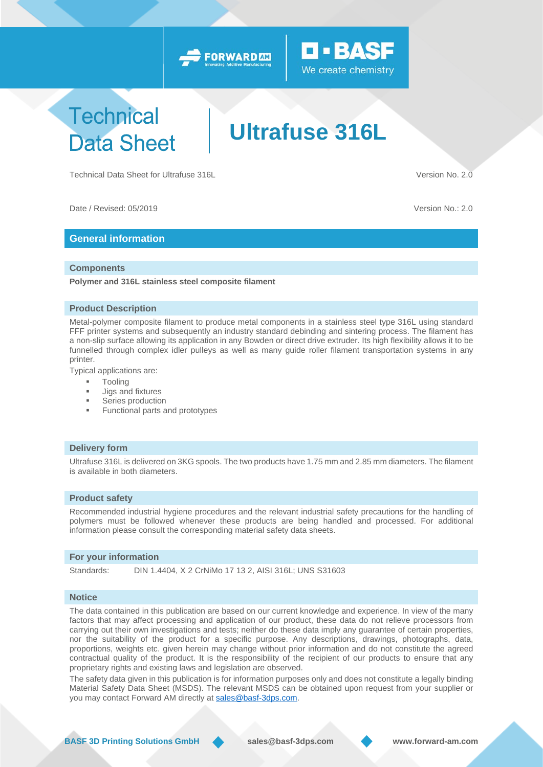# Technical Data Sheet

# Ultrafuse 316L

Technical Data Sheet for Ultrafuse 316L

Version No. 2.0

Date / Revised: 05/2019

Version No.: 2.0

## General information

### Components

**Polymer and 316L stainless steel composite filament**

### Product Description

Metal-polymer composite filament to produce metal components in a stainless steel type 316L using standard FFF printer systems and subsequently an industry standard debinding and sintering process. The filament has a non-slip surface allowing its application in any Bowden or direct drive extruder. Its high flexibility allows it to be funnelled through complex idler pulleys as well as many guide roller filament transportation systems in any printer.

Typical applications are:

- Tooling
- Jigs and fixtures
- Series production
- Functional parts and prototypes

### Delivery form

Ultrafuse 316L is delivered on 3KG spools. The two products have 1.75 mm and 2.85 mm diameters. The filament is available in both diameters.

### Product safety

Recommended industrial hygiene procedures and the relevant industrial safety precautions for the handling of polymers must be followed whenever these products are being handled and processed. For additional information please consult the corresponding material safety data sheets.

### For your information

Standards: DIN 1.4404, X 2 CrNiMo 17 13 2, AISI 316L; UNS S31603

### Notice

The data contained in this publication are based on our current knowledge and experience. In view of the many factors that may affect processing and application of our product, these data do not relieve processors from carrying out their own investigations and tests; neither do these data imply any guarantee of certain properties, nor the suitability of the product for a specific purpose. Any descriptions, drawings, photographs, data, proportions, weights etc. given herein may change without prior information and do not constitute the agreed contractual quality of the product. It is the responsibility of the recipient of our products to ensure that any proprietary rights and existing laws and legislation are observed.

The safety data given in this publication is for information purposes only and does not constitute a legally binding Material Safety Data Sheet (MSDS). The relevant MSDS can be obtained upon request from your supplier or you may contact Forward AM directly at sales@basf-3dps.com.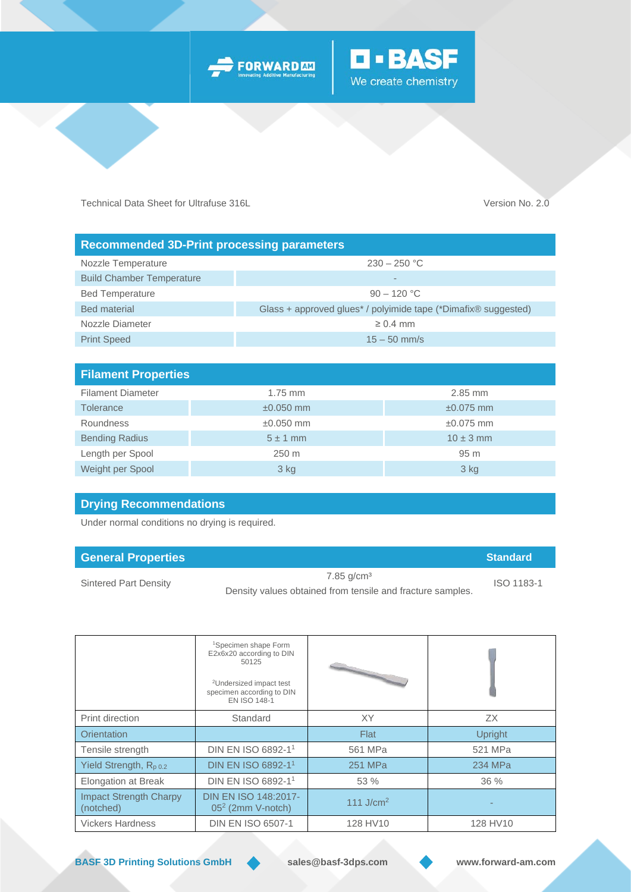Technical Data Sheet for Ultrafuse 316L

Version No. 2.0

## Recommended 3D-Print processing parameters

| | |
|---|---|
| Nozzle Temperature | 230 – 250 °C |
| Build Chamber Temperature | - |
| Bed Temperature | 90 – 120 °C |
| Bed material | Glass + approved glues* / polyimide tape (*Dimafix® suggested) |
| Nozzle Diameter | ≥ 0.4 mm |
| Print Speed | 15 – 50 mm/s |

## Filament Properties

| | | |
|---|---|---|
| Filament Diameter | 1.75 mm | 2.85 mm |
| Tolerance | ±0.050 mm | ±0.075 mm |
| Roundness | ±0.050 mm | ±0.075 mm |
| Bending Radius | 5 ± 1 mm | 10 ± 3 mm |
| Length per Spool | 250 m | 95 m |
| Weight per Spool | 3 kg | 3 kg |

## Drying Recommendations

Under normal conditions no drying is required.

## General Properties

| General Properties | | Standard |
|---|---|---|
| Sintered Part Density | 7.85 g/cm³<br>Density values obtained from tensile and fracture samples. | ISO 1183-1 |

| | [1]Specimen shape Form E2x6x20 according to DIN 50125<br><br>[2]Undersized impact test specimen according to DIN EN ISO 148-1 | | |
|---|---|---|---|
| Print direction | Standard | XY | ZX |
| Orientation | | Flat | Upright |
| Tensile strength | DIN EN ISO 6892-1[1] | 561 MPa | 521 MPa |
| Yield Strength, $R_{p\ 0.2}$ | DIN EN ISO 6892-1[1] | 251 MPa | 234 MPa |
| Elongation at Break | DIN EN ISO 6892-1[1] | 53 % | 36 % |
| Impact Strength Charpy (notched) | DIN EN ISO 148:2017-05[2] (2mm V-notch) | 111 J/cm² | - |
| Vickers Hardness | DIN EN ISO 6507-1 | 128 HV10 | 128 HV10 |

**BASF 3D Printing Solutions GmbH** sales@basf-3dps.com www.forward-am.com